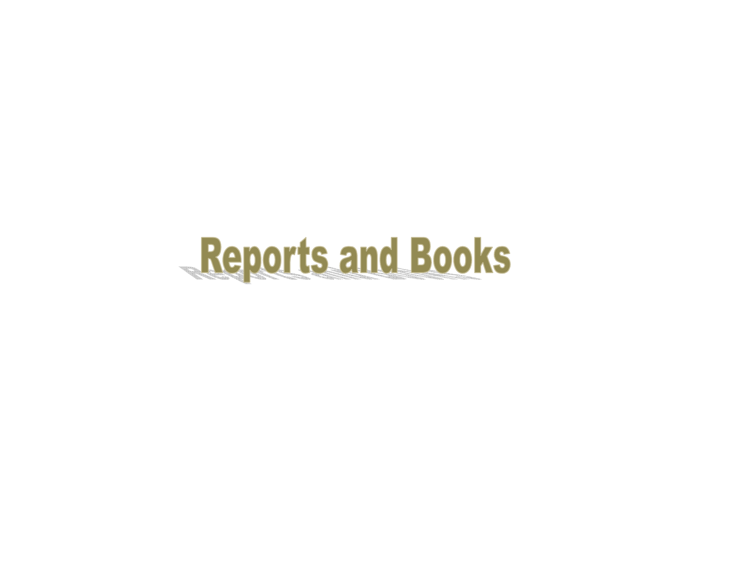# Reports and Books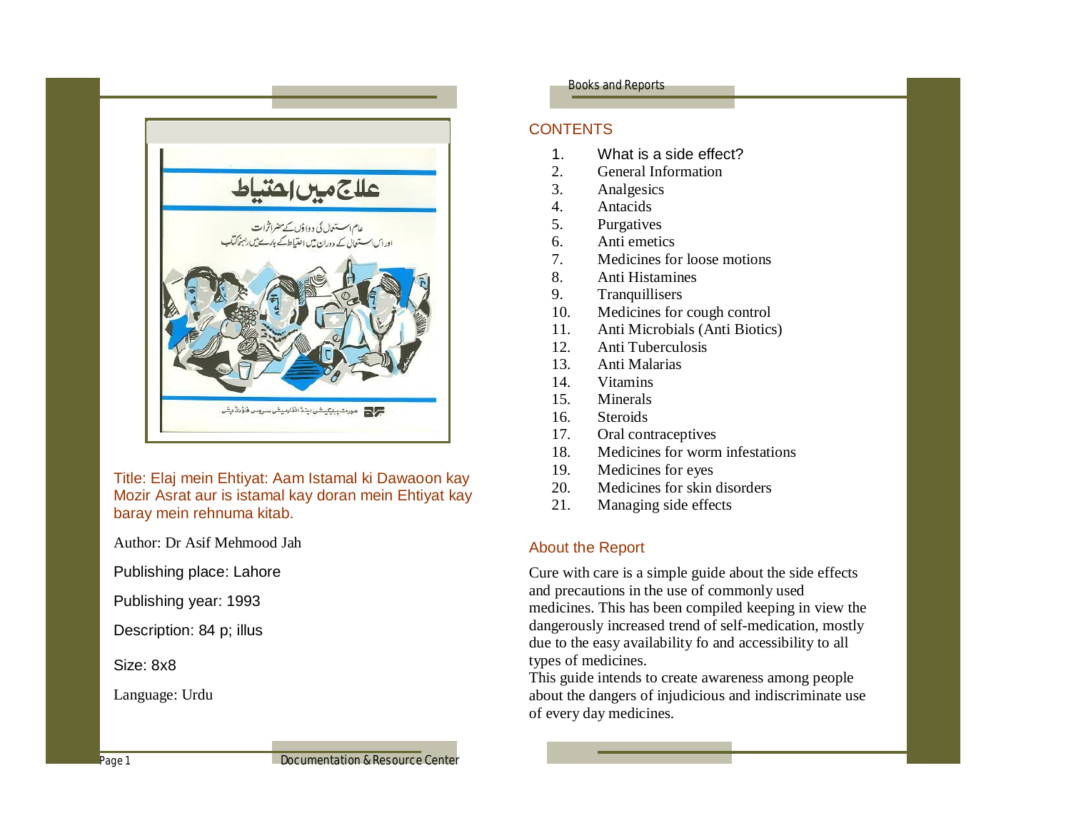Title: Elaj mein Ehtiyat: Aam Istamal ki Dawaoon kay Mozir Asrat aur is istamal kay doran mein Ehtiyat kay baray mein rehnuma kitab.

Author: Dr Asif Mehmood Jah

Publishing place: Lahore

Publishing year: 1993

Description: 84 p; illus

Size: 8x8

Language: Urdu

## CONTENTS

1. What is a side effect?
2. General Information
3. Analgesics
4. Antacids
5. Purgatives
6. Anti emetics
7. Medicines for loose motions
8. Anti Histamines
9. Tranquillisers
10. Medicines for cough control
11. Anti Microbials (Anti Biotics)
12. Anti Tuberculosis
13. Anti Malarias
14. Vitamins
15. Minerals
16. Steroids
17. Oral contraceptives
18. Medicines for worm infestations
19. Medicines for eyes
20. Medicines for skin disorders
21. Managing side effects

## About the Report

Cure with care is a simple guide about the side effects and precautions in the use of commonly used medicines. This has been compiled keeping in view the dangerously increased trend of self-medication, mostly due to the easy availability fo and accessibility to all types of medicines.

This guide intends to create awareness among people about the dangers of injudicious and indiscriminate use of every day medicines.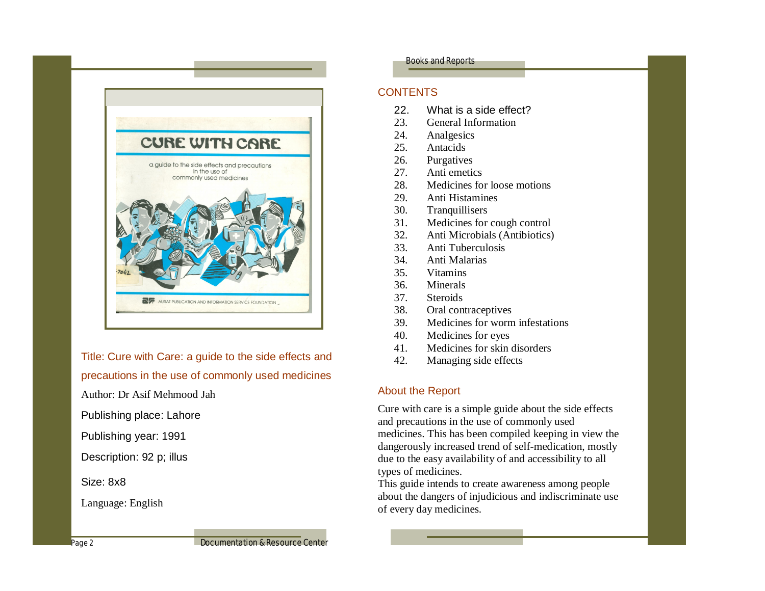Title: Cure with Care: a guide to the side effects and precautions in the use of commonly used medicines

Author: Dr Asif Mehmood Jah

Publishing place: Lahore

Publishing year: 1991

Description: 92 p; illus

Size: 8x8

Language: English

## CONTENTS

22. What is a side effect?
23. General Information
24. Analgesics
25. Antacids
26. Purgatives
27. Anti emetics
28. Medicines for loose motions
29. Anti Histamines
30. Tranquillisers
31. Medicines for cough control
32. Anti Microbials (Antibiotics)
33. Anti Tuberculosis
34. Anti Malarias
35. Vitamins
36. Minerals
37. Steroids
38. Oral contraceptives
39. Medicines for worm infestations
40. Medicines for eyes
41. Medicines for skin disorders
42. Managing side effects

## About the Report

Cure with care is a simple guide about the side effects and precautions in the use of commonly used medicines. This has been compiled keeping in view the dangerously increased trend of self-medication, mostly due to the easy availability of and accessibility to all types of medicines.

This guide intends to create awareness among people about the dangers of injudicious and indiscriminate use of every day medicines.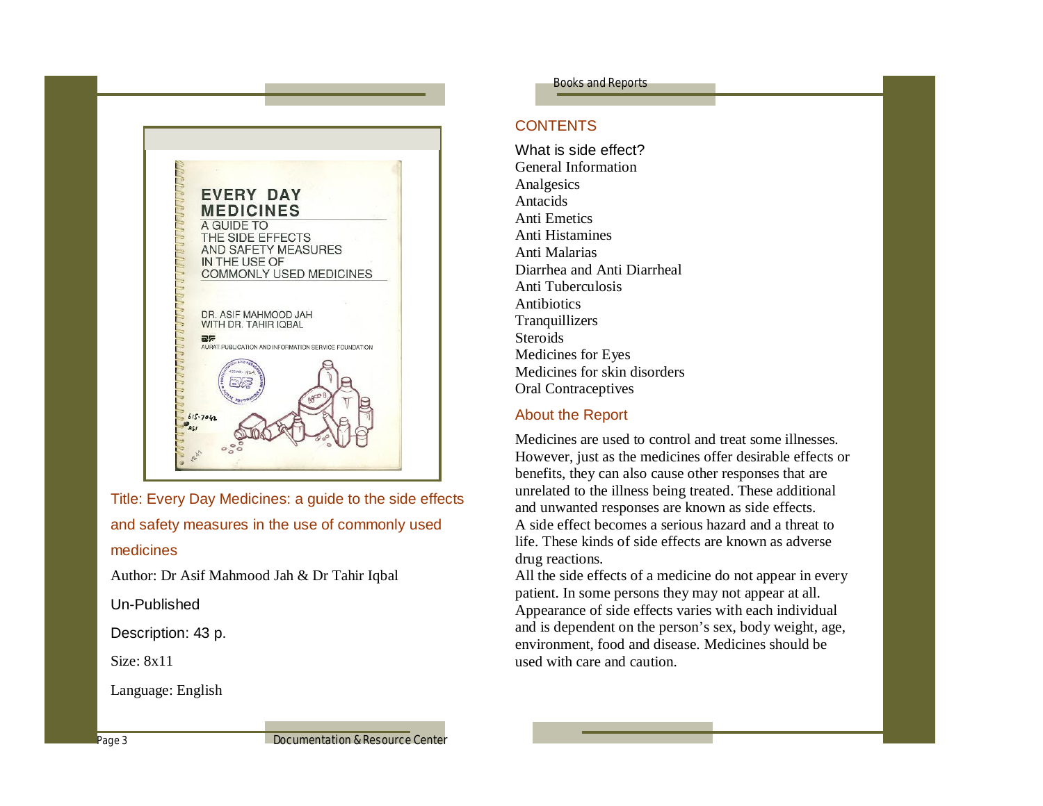Title: Every Day Medicines: a guide to the side effects and safety measures in the use of commonly used medicines

Author: Dr Asif Mahmood Jah & Dr Tahir Iqbal

Un-Published

Description: 43 p.

Size: 8x11

Language: English

## CONTENTS

What is side effect?
General Information
Analgesics
Antacids
Anti Emetics
Anti Histamines
Anti Malarias
Diarrhea and Anti Diarrheal
Anti Tuberculosis
Antibiotics
Tranquillizers
Steroids
Medicines for Eyes
Medicines for skin disorders
Oral Contraceptives

## About the Report

Medicines are used to control and treat some illnesses. However, just as the medicines offer desirable effects or benefits, they can also cause other responses that are unrelated to the illness being treated. These additional and unwanted responses are known as side effects.
A side effect becomes a serious hazard and a threat to life. These kinds of side effects are known as adverse drug reactions.
All the side effects of a medicine do not appear in every patient. In some persons they may not appear at all. Appearance of side effects varies with each individual and is dependent on the person's sex, body weight, age, environment, food and disease. Medicines should be used with care and caution.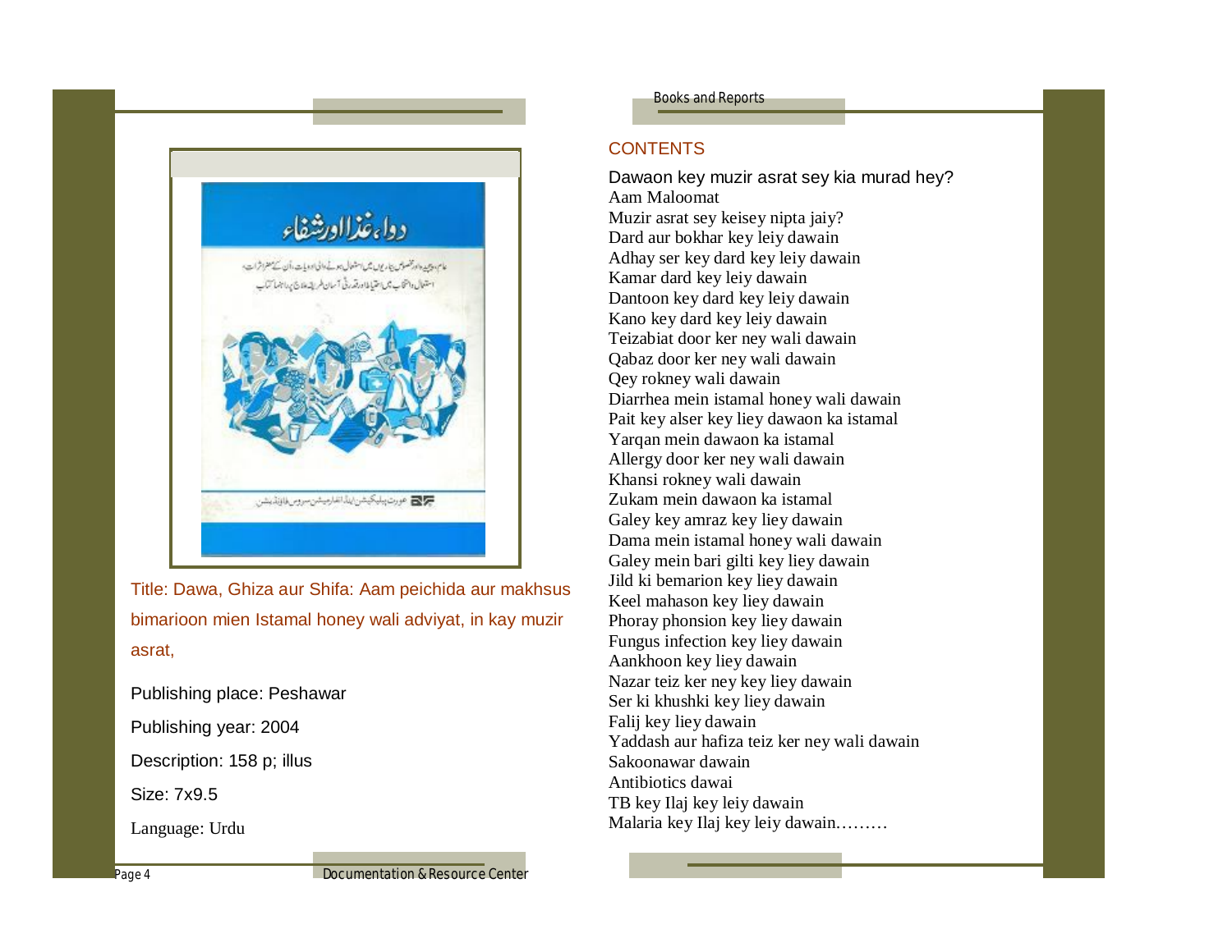Title: Dawa, Ghiza aur Shifa: Aam peichida aur makhsus bimarioon mien Istamal honey wali adviyat, in kay muzir asrat,

Publishing place: Peshawar

Publishing year: 2004

Description: 158 p; illus

Size: 7x9.5

Language: Urdu

## CONTENTS

Dawaon key muzir asrat sey kia murad hey?
Aam Maloomat
Muzir asrat sey keisey nipta jaiy?
Dard aur bokhar key leiy dawain
Adhay ser key dard key leiy dawain
Kamar dard key leiy dawain
Dantoon key dard key leiy dawain
Kano key dard key leiy dawain
Teizabiat door ker ney wali dawain
Qabaz door ker ney wali dawain
Qey rokney wali dawain
Diarrhea mein istamal honey wali dawain
Pait key alser key liey dawaon ka istamal
Yarqan mein dawaon ka istamal
Allergy door ker ney wali dawain
Khansi rokney wali dawain
Zukam mein dawaon ka istamal
Galey key amraz key liey dawain
Dama mein istamal honey wali dawain
Galey mein bari gilti key liey dawain
Jild ki bemarion key liey dawain
Keel mahason key liey dawain
Phoray phonsion key liey dawain
Fungus infection key liey dawain
Aankhoon key liey dawain
Nazar teiz ker ney key liey dawain
Ser ki khushki key liey dawain
Falij key liey dawain
Yaddash aur hafiza teiz ker ney wali dawain
Sakoonawar dawain
Antibiotics dawai
TB key Ilaj key leiy dawain
Malaria key Ilaj key leiy dawain………